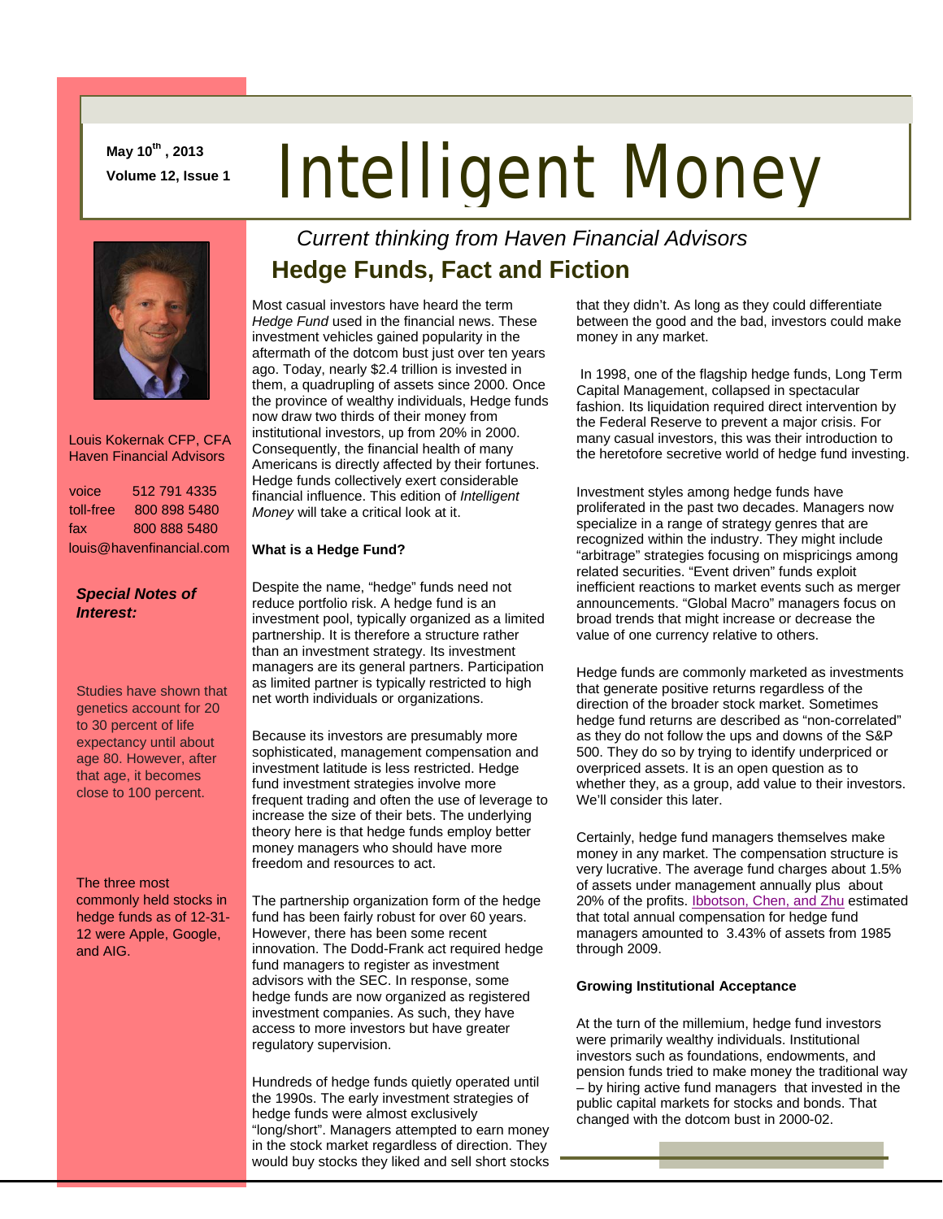**May 10th, 2013**
**Volume 12, Issue 1**

# Intelligent Money

*Current thinking from Haven Financial Advisors*

## Hedge Funds, Fact and Fiction

Louis Kokernak CFP, CFA
Haven Financial Advisors

voice 512 791 4335
toll-free 800 898 5480
fax 800 888 5480
louis@havenfinancial.com

***Special Notes of Interest:***

Studies have shown that genetics account for 20 to 30 percent of life expectancy until about age 80. However, after that age, it becomes close to 100 percent.

The three most commonly held stocks in hedge funds as of 12-31-12 were Apple, Google, and AIG.

Most casual investors have heard the term *Hedge Fund* used in the financial news. These investment vehicles gained popularity in the aftermath of the dotcom bust just over ten years ago. Today, nearly $2.4 trillion is invested in them, a quadrupling of assets since 2000. Once the province of wealthy individuals, Hedge funds now draw two thirds of their money from institutional investors, up from 20% in 2000. Consequently, the financial health of many Americans is directly affected by their fortunes. Hedge funds collectively exert considerable financial influence. This edition of *Intelligent Money* will take a critical look at it.

**What is a Hedge Fund?**

Despite the name, "hedge" funds need not reduce portfolio risk. A hedge fund is an investment pool, typically organized as a limited partnership. It is therefore a structure rather than an investment strategy. Its investment managers are its general partners. Participation as limited partner is typically restricted to high net worth individuals or organizations.

Because its investors are presumably more sophisticated, management compensation and investment latitude is less restricted. Hedge fund investment strategies involve more frequent trading and often the use of leverage to increase the size of their bets. The underlying theory here is that hedge funds employ better money managers who should have more freedom and resources to act.

The partnership organization form of the hedge fund has been fairly robust for over 60 years. However, there has been some recent innovation. The Dodd-Frank act required hedge fund managers to register as investment advisors with the SEC. In response, some hedge funds are now organized as registered investment companies. As such, they have access to more investors but have greater regulatory supervision.

Hundreds of hedge funds quietly operated until the 1990s. The early investment strategies of hedge funds were almost exclusively "long/short". Managers attempted to earn money in the stock market regardless of direction. They would buy stocks they liked and sell short stocks that they didn't. As long as they could differentiate between the good and the bad, investors could make money in any market.

In 1998, one of the flagship hedge funds, Long Term Capital Management, collapsed in spectacular fashion. Its liquidation required direct intervention by the Federal Reserve to prevent a major crisis. For many casual investors, this was their introduction to the heretofore secretive world of hedge fund investing.

Investment styles among hedge funds have proliferated in the past two decades. Managers now specialize in a range of strategy genres that are recognized within the industry. They might include "arbitrage" strategies focusing on mispricings among related securities. "Event driven" funds exploit inefficient reactions to market events such as merger announcements. "Global Macro" managers focus on broad trends that might increase or decrease the value of one currency relative to others.

Hedge funds are commonly marketed as investments that generate positive returns regardless of the direction of the broader stock market. Sometimes hedge fund returns are described as "non-correlated" as they do not follow the ups and downs of the S&P 500. They do so by trying to identify underpriced or overpriced assets. It is an open question as to whether they, as a group, add value to their investors. We'll consider this later.

Certainly, hedge fund managers themselves make money in any market. The compensation structure is very lucrative. The average fund charges about 1.5% of assets under management annually plus about 20% of the profits. Ibbotson, Chen, and Zhu estimated that total annual compensation for hedge fund managers amounted to 3.43% of assets from 1985 through 2009.

**Growing Institutional Acceptance**

At the turn of the millemium, hedge fund investors were primarily wealthy individuals. Institutional investors such as foundations, endowments, and pension funds tried to make money the traditional way – by hiring active fund managers that invested in the public capital markets for stocks and bonds. That changed with the dotcom bust in 2000-02.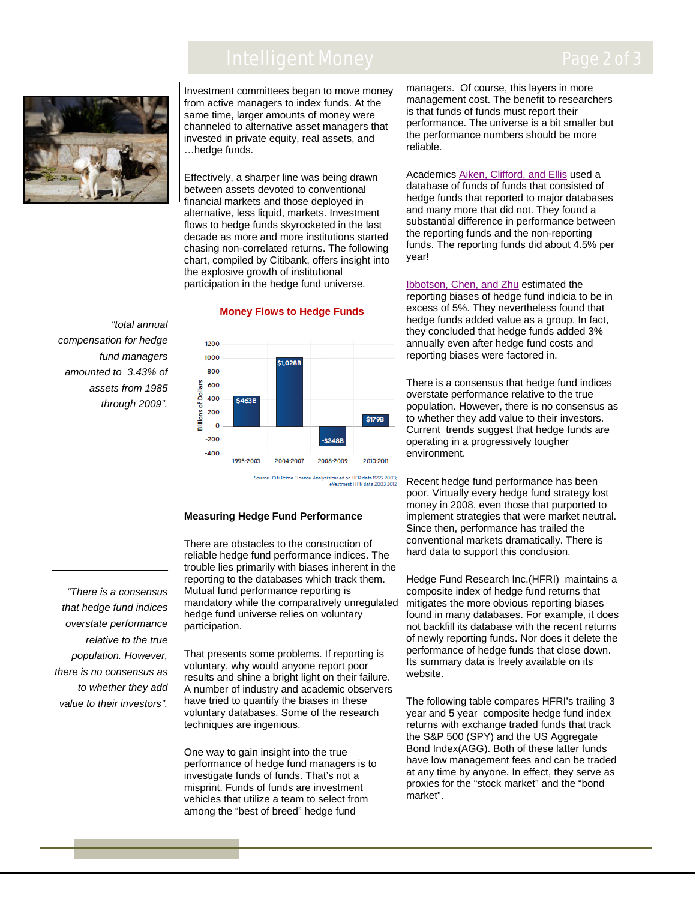Investment committees began to move money from active managers to index funds. At the same time, larger amounts of money were channeled to alternative asset managers that invested in private equity, real assets, and …hedge funds.

Effectively, a sharper line was being drawn between assets devoted to conventional financial markets and those deployed in alternative, less liquid, markets. Investment flows to hedge funds skyrocketed in the last decade as more and more institutions started chasing non-correlated returns. The following chart, compiled by Citibank, offers insight into the explosive growth of institutional participation in the hedge fund universe.

> *"total annual compensation for hedge fund managers amounted to 3.43% of assets from 1985 through 2009".*

**Money Flows to Hedge Funds**

| Period | Billions of Dollars |
|---|---|
| 1995-2003 | $463B |
| 2004-2007 | $1,028B |
| 2008-2009 | -$248B |
| 2010-2011 | $179B |

Source: Citi Prime Finance Analysis based on HFR data 1995-2003; eVestment HFN data 2003-2012

### Measuring Hedge Fund Performance

There are obstacles to the construction of reliable hedge fund performance indices. The trouble lies primarily with biases inherent in the reporting to the databases which track them. Mutual fund performance reporting is mandatory while the comparatively unregulated hedge fund universe relies on voluntary participation.

> *"There is a consensus that hedge fund indices overstate performance relative to the true population. However, there is no consensus as to whether they add value to their investors".*

That presents some problems. If reporting is voluntary, why would anyone report poor results and shine a bright light on their failure. A number of industry and academic observers have tried to quantify the biases in these voluntary databases. Some of the research techniques are ingenious.

One way to gain insight into the true performance of hedge fund managers is to investigate funds of funds. That's not a misprint. Funds of funds are investment vehicles that utilize a team to select from among the "best of breed" hedge fund managers. Of course, this layers in more management cost. The benefit to researchers is that funds of funds must report their performance. The universe is a bit smaller but the performance numbers should be more reliable.

Academics Aiken, Clifford, and Ellis used a database of funds of funds that consisted of hedge funds that reported to major databases and many more that did not. They found a substantial difference in performance between the reporting funds and the non-reporting funds. The reporting funds did about 4.5% per year!

Ibbotson, Chen, and Zhu estimated the reporting biases of hedge fund indicia to be in excess of 5%. They nevertheless found that hedge funds added value as a group. In fact, they concluded that hedge funds added 3% annually even after hedge fund costs and reporting biases were factored in.

There is a consensus that hedge fund indices overstate performance relative to the true population. However, there is no consensus as to whether they add value to their investors. Current trends suggest that hedge funds are operating in a progressively tougher environment.

Recent hedge fund performance has been poor. Virtually every hedge fund strategy lost money in 2008, even those that purported to implement strategies that were market neutral. Since then, performance has trailed the conventional markets dramatically. There is hard data to support this conclusion.

Hedge Fund Research Inc.(HFRI) maintains a composite index of hedge fund returns that mitigates the more obvious reporting biases found in many databases. For example, it does not backfill its database with the recent returns of newly reporting funds. Nor does it delete the performance of hedge funds that close down. Its summary data is freely available on its website.

The following table compares HFRI's trailing 3 year and 5 year composite hedge fund index returns with exchange traded funds that track the S&P 500 (SPY) and the US Aggregate Bond Index(AGG). Both of these latter funds have low management fees and can be traded at any time by anyone. In effect, they serve as proxies for the "stock market" and the "bond market".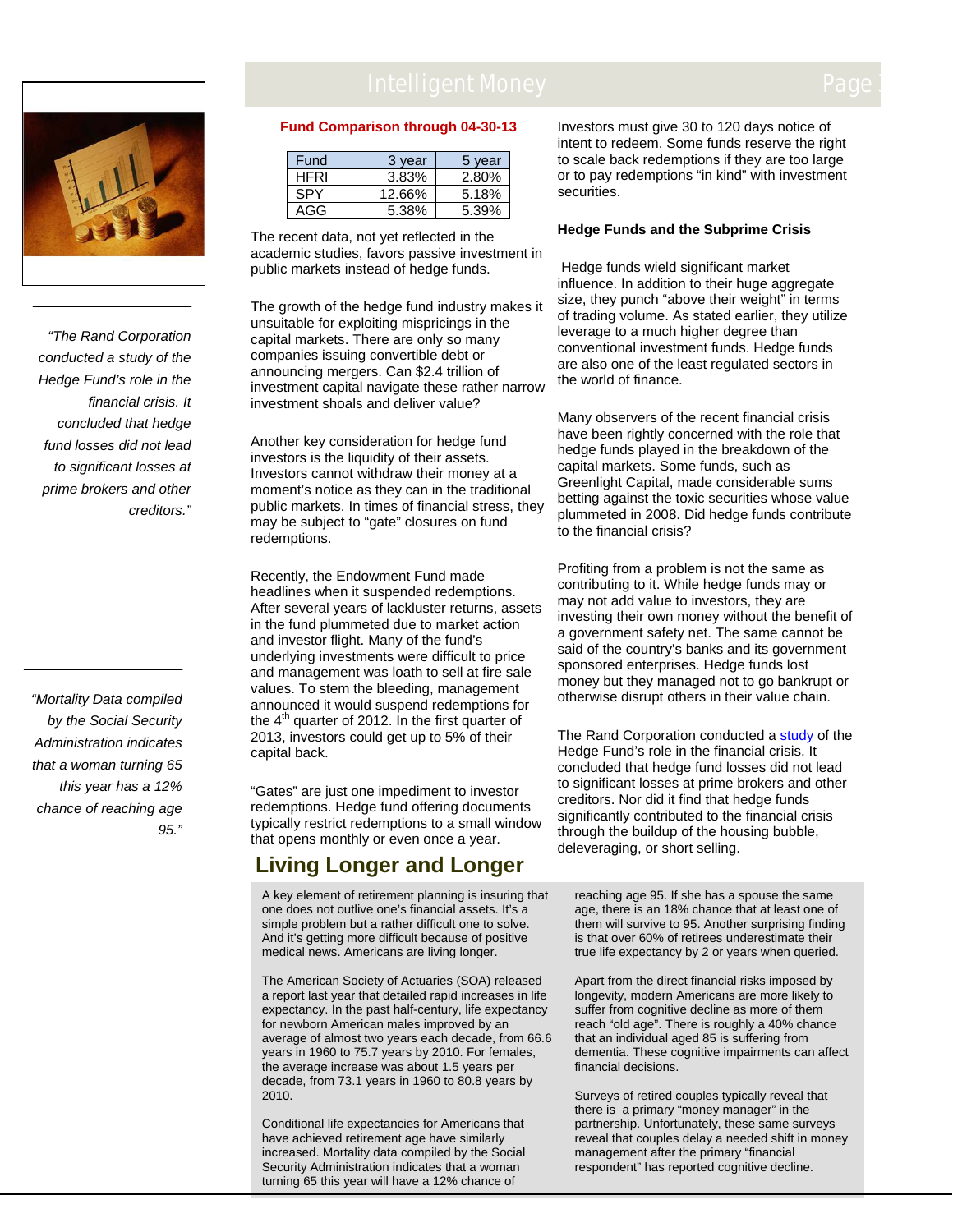> "The Rand Corporation conducted a study of the Hedge Fund's role in the financial crisis. It concluded that hedge fund losses did not lead to significant losses at prime brokers and other creditors."

> "Mortality Data compiled by the Social Security Administration indicates that a woman turning 65 this year has a 12% chance of reaching age 95."

**Fund Comparison through 04-30-13**

| Fund | 3 year | 5 year |
|---|---|---|
| HFRI | 3.83% | 2.80% |
| SPY | 12.66% | 5.18% |
| AGG | 5.38% | 5.39% |

The recent data, not yet reflected in the academic studies, favors passive investment in public markets instead of hedge funds.

The growth of the hedge fund industry makes it unsuitable for exploiting mispricings in the capital markets. There are only so many companies issuing convertible debt or announcing mergers. Can $2.4 trillion of investment capital navigate these rather narrow investment shoals and deliver value?

Another key consideration for hedge fund investors is the liquidity of their assets. Investors cannot withdraw their money at a moment's notice as they can in the traditional public markets. In times of financial stress, they may be subject to "gate" closures on fund redemptions.

Recently, the Endowment Fund made headlines when it suspended redemptions. After several years of lackluster returns, assets in the fund plummeted due to market action and investor flight. Many of the fund's underlying investments were difficult to price and management was loath to sell at fire sale values. To stem the bleeding, management announced it would suspend redemptions for the 4th quarter of 2012. In the first quarter of 2013, investors could get up to 5% of their capital back.

"Gates" are just one impediment to investor redemptions. Hedge fund offering documents typically restrict redemptions to a small window that opens monthly or even once a year.

Investors must give 30 to 120 days notice of intent to redeem. Some funds reserve the right to scale back redemptions if they are too large or to pay redemptions "in kind" with investment securities.

### Hedge Funds and the Subprime Crisis

Hedge funds wield significant market influence. In addition to their huge aggregate size, they punch "above their weight" in terms of trading volume. As stated earlier, they utilize leverage to a much higher degree than conventional investment funds. Hedge funds are also one of the least regulated sectors in the world of finance.

Many observers of the recent financial crisis have been rightly concerned with the role that hedge funds played in the breakdown of the capital markets. Some funds, such as Greenlight Capital, made considerable sums betting against the toxic securities whose value plummeted in 2008. Did hedge funds contribute to the financial crisis?

Profiting from a problem is not the same as contributing to it. While hedge funds may or may not add value to investors, they are investing their own money without the benefit of a government safety net. The same cannot be said of the country's banks and its government sponsored enterprises. Hedge funds lost money but they managed not to go bankrupt or otherwise disrupt others in their value chain.

The Rand Corporation conducted a study of the Hedge Fund's role in the financial crisis. It concluded that hedge fund losses did not lead to significant losses at prime brokers and other creditors. Nor did it find that hedge funds significantly contributed to the financial crisis through the buildup of the housing bubble, deleveraging, or short selling.

## Living Longer and Longer

A key element of retirement planning is insuring that one does not outlive one's financial assets. It's a simple problem but a rather difficult one to solve. And it's getting more difficult because of positive medical news. Americans are living longer.

The American Society of Actuaries (SOA) released a report last year that detailed rapid increases in life expectancy. In the past half-century, life expectancy for newborn American males improved by an average of almost two years each decade, from 66.6 years in 1960 to 75.7 years by 2010. For females, the average increase was about 1.5 years per decade, from 73.1 years in 1960 to 80.8 years by 2010.

Conditional life expectancies for Americans that have achieved retirement age have similarly increased. Mortality data compiled by the Social Security Administration indicates that a woman turning 65 this year will have a 12% chance of reaching age 95. If she has a spouse the same age, there is an 18% chance that at least one of them will survive to 95. Another surprising finding is that over 60% of retirees underestimate their true life expectancy by 2 or years when queried.

Apart from the direct financial risks imposed by longevity, modern Americans are more likely to suffer from cognitive decline as more of them reach "old age". There is roughly a 40% chance that an individual aged 85 is suffering from dementia. These cognitive impairments can affect financial decisions.

Surveys of retired couples typically reveal that there is a primary "money manager" in the partnership. Unfortunately, these same surveys reveal that couples delay a needed shift in money management after the primary "financial respondent" has reported cognitive decline.